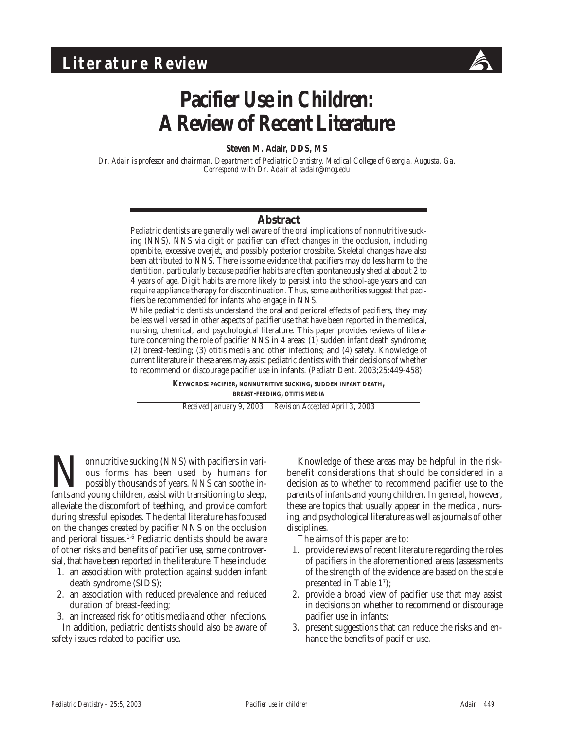Literature Review

# Pacifier Use in Children: A Review of Recent Literature

**Steven M. Adair, DDS, MS**

*Dr. Adair is professor and chairman, Department of Pediatric Dentistry, Medical College of Georgia, Augusta, Ga. Correspond with Dr. Adair at sadair@mcg.edu*

## Abstract

Pediatric dentists are generally well aware of the oral implications of nonnutritive sucking (NNS). NNS via digit or pacifier can effect changes in the occlusion, including openbite, excessive overjet, and possibly posterior crossbite. Skeletal changes have also been attributed to NNS. There is some evidence that pacifiers may do less harm to the dentition, particularly because pacifier habits are often spontaneously shed at about 2 to 4 years of age. Digit habits are more likely to persist into the school-age years and can require appliance therapy for discontinuation. Thus, some authorities suggest that pacifiers be recommended for infants who engage in NNS.

While pediatric dentists understand the oral and perioral effects of pacifiers, they may be less well versed in other aspects of pacifier use that have been reported in the medical, nursing, chemical, and psychological literature. This paper provides reviews of literature concerning the role of pacifier NNS in 4 areas: (1) sudden infant death syndrome; (2) breast-feeding; (3) otitis media and other infections; and (4) safety. Knowledge of current literature in these areas may assist pediatric dentists with their decisions of whether to recommend or discourage pacifier use in infants. (*Pediatr Dent*. 2003;25:449-458)

**KEYWORDS: PACIFIER, NONNUTRITIVE SUCKING, SUDDEN INFANT DEATH, BREAST-FEEDING, OTITIS MEDIA**

*Received January 9, 2003  Revision Accepted April 3, 2003*

Nonnutritive sucking (NNS) with pacifiers in various forms has been used by humans for possibly thousands of years. NNS can soothe infants and young children, assist with transitioning to sleep, alleviate the discomfort of teething, and provide comfort during stressful episodes. The dental literature has focused on the changes created by pacifier NNS on the occlusion and perioral tissues.[1-6] Pediatric dentists should be aware of other risks and benefits of pacifier use, some controversial, that have been reported in the literature. These include:

1. an association with protection against sudden infant death syndrome (SIDS);
2. an association with reduced prevalence and reduced duration of breast-feeding;
3. an increased risk for otitis media and other infections.

In addition, pediatric dentists should also be aware of safety issues related to pacifier use.

Knowledge of these areas may be helpful in the risk-benefit considerations that should be considered in a decision as to whether to recommend pacifier use to the parents of infants and young children. In general, however, these are topics that usually appear in the medical, nursing, and psychological literature as well as journals of other disciplines.

The aims of this paper are to:

1. provide reviews of recent literature regarding the roles of pacifiers in the aforementioned areas (assessments of the strength of the evidence are based on the scale presented in Table 1[7]);
2. provide a broad view of pacifier use that may assist in decisions on whether to recommend or discourage pacifier use in infants;
3. present suggestions that can reduce the risks and enhance the benefits of pacifier use.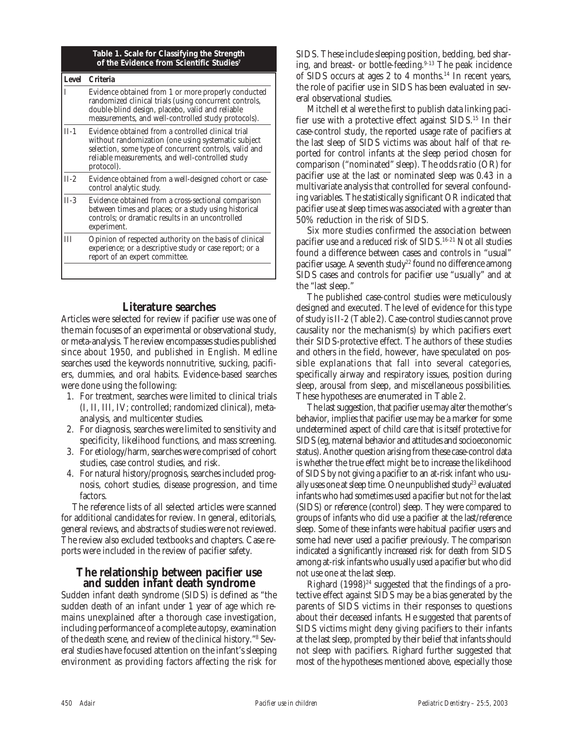**Table 1. Scale for Classifying the Strength of the Evidence from Scientific Studies[7]**

| Level | Criteria |
|---|---|
| I | Evidence obtained from 1 or more properly conducted randomized clinical trials (using concurrent controls, double-blind design, placebo, valid and reliable measurements, and well-controlled study protocols). |
| II-1 | Evidence obtained from a controlled clinical trial without randomization (one using systematic subject selection, some type of concurrent controls, valid and reliable measurements, and well-controlled study protocol). |
| II-2 | Evidence obtained from a well-designed cohort or case-control analytic study. |
| II-3 | Evidence obtained from a cross-sectional comparison between times and places; or a study using historical controls; or dramatic results in an uncontrolled experiment. |
| III | Opinion of respected authority on the basis of clinical experience; or a descriptive study or case report; or a report of an expert committee. |

## Literature searches

Articles were selected for review if pacifier use was one of the main focuses of an experimental or observational study, or meta-analysis. The review encompasses studies published since about 1950, and published in English. Medline searches used the keywords nonnutritive, sucking, pacifiers, dummies, and oral habits. Evidence-based searches were done using the following:

1. For treatment, searches were limited to clinical trials (I, II, III, IV; controlled; randomized clinical), meta-analysis, and multicenter studies.
2. For diagnosis, searches were limited to sensitivity and specificity, likelihood functions, and mass screening.
3. For etiology/harm, searches were comprised of cohort studies, case control studies, and risk.
4. For natural history/prognosis, searches included prognosis, cohort studies, disease progression, and time factors.

The reference lists of all selected articles were scanned for additional candidates for review. In general, editorials, general reviews, and abstracts of studies were not reviewed. The review also excluded textbooks and chapters. Case reports were included in the review of pacifier safety.

## The relationship between pacifier use and sudden infant death syndrome

Sudden infant death syndrome (SIDS) is defined as "the sudden death of an infant under 1 year of age which remains unexplained after a thorough case investigation, including performance of a complete autopsy, examination of the death scene, and review of the clinical history."[8] Several studies have focused attention on the infant's sleeping environment as providing factors affecting the risk for SIDS. These include sleeping position, bedding, bed sharing, and breast- or bottle-feeding.[9-13] The peak incidence of SIDS occurs at ages 2 to 4 months.[14] In recent years, the role of pacifier use in SIDS has been evaluated in several observational studies.

Mitchell et al were the first to publish data linking pacifier use with a protective effect against SIDS.[15] In their case-control study, the reported usage rate of pacifiers at the last sleep of SIDS victims was about half of that reported for control infants at the sleep period chosen for comparison ("nominated" sleep). The odds ratio (OR) for pacifier use at the last or nominated sleep was 0.43 in a multivariate analysis that controlled for several confounding variables. The statistically significant OR indicated that pacifier use at sleep times was associated with a greater than 50% reduction in the risk of SIDS.

Six more studies confirmed the association between pacifier use and a reduced risk of SIDS.[16-21] Not all studies found a difference between cases and controls in "usual" pacifier usage. A seventh study[22] found no difference among SIDS cases and controls for pacifier use "usually" and at the "last sleep."

The published case-control studies were meticulously designed and executed. The level of evidence for this type of study is II-2 (Table 2). Case-control studies cannot prove causality nor the mechanism(s) by which pacifiers exert their SIDS-protective effect. The authors of these studies and others in the field, however, have speculated on possible explanations that fall into several categories, specifically airway and respiratory issues, position during sleep, arousal from sleep, and miscellaneous possibilities. These hypotheses are enumerated in Table 2.

The last suggestion, that pacifier use may alter the mother's behavior, implies that pacifier use may be a marker for some undetermined aspect of child care that is itself protective for SIDS (eg, maternal behavior and attitudes and socioeconomic status). Another question arising from these case-control data is whether the true effect might be to increase the likelihood of SIDS by not giving a pacifier to an at-risk infant who usually uses one at sleep time. One unpublished study[23] evaluated infants who had sometimes used a pacifier but not for the last (SIDS) or reference (control) sleep. They were compared to groups of infants who did use a pacifier at the last/reference sleep. Some of these infants were habitual pacifier users and some had never used a pacifier previously. The comparison indicated a significantly increased risk for death from SIDS among at-risk infants who usually used a pacifier but who did not use one at the last sleep.

Righard (1998)[24] suggested that the findings of a protective effect against SIDS may be a bias generated by the parents of SIDS victims in their responses to questions about their deceased infants. He suggested that parents of SIDS victims might deny giving pacifiers to their infants at the last sleep, prompted by their belief that infants should not sleep with pacifiers. Righard further suggested that most of the hypotheses mentioned above, especially those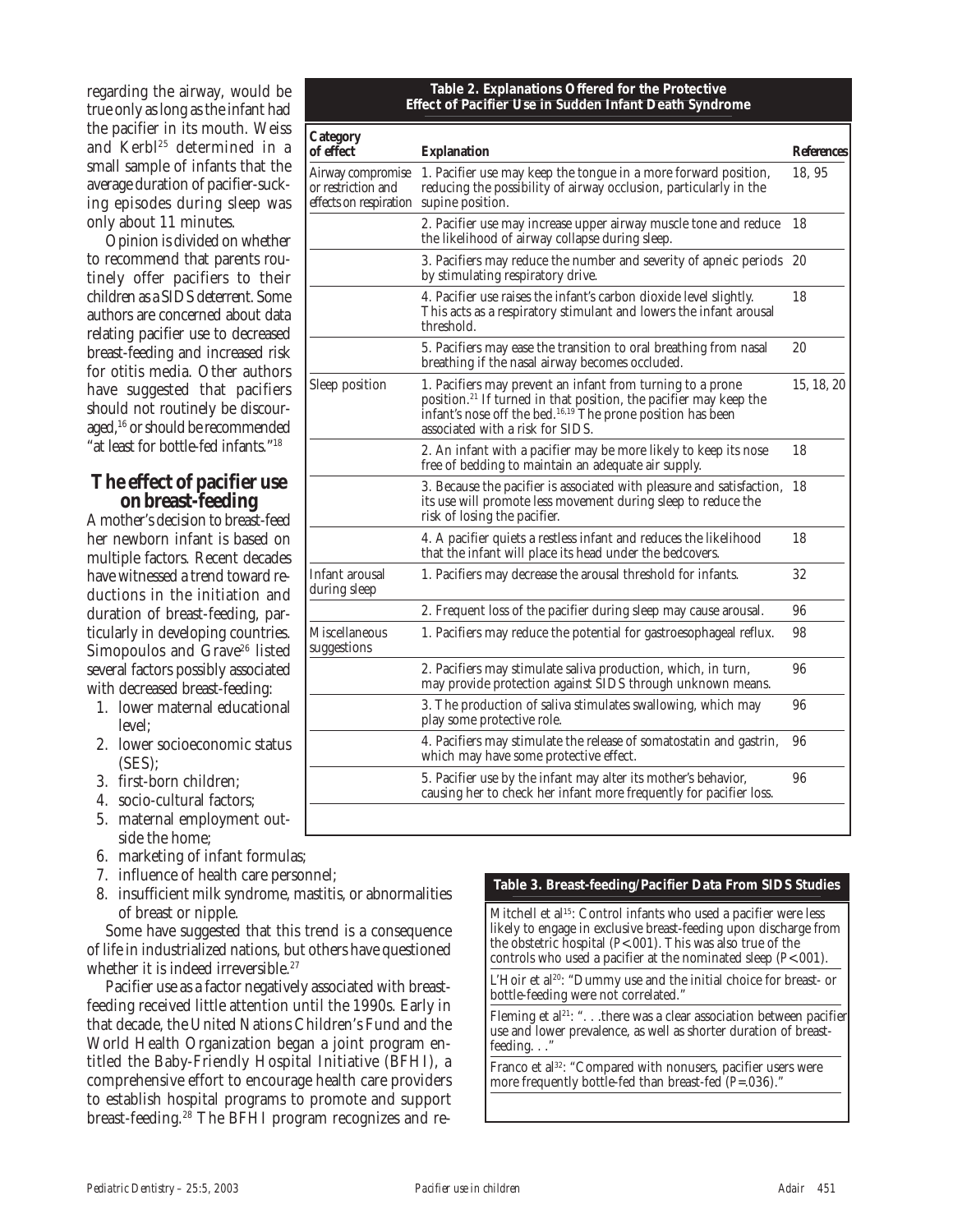regarding the airway, would be true only as long as the infant had the pacifier in its mouth. Weiss and Kerbl[25] determined in a small sample of infants that the average duration of pacifier-sucking episodes during sleep was only about 11 minutes.

Opinion is divided on whether to recommend that parents routinely offer pacifiers to their children as a SIDS deterrent. Some authors are concerned about data relating pacifier use to decreased breast-feeding and increased risk for otitis media. Other authors have suggested that pacifiers should not routinely be discouraged,[16] or should be recommended "at least for bottle-fed infants."[18]

**Table 2. Explanations Offered for the Protective Effect of Pacifier Use in Sudden Infant Death Syndrome**

| Category of effect | Explanation | References |
|---|---|---|
| Airway compromise or restriction and effects on respiration | 1. Pacifier use may keep the tongue in a more forward position, reducing the possibility of airway occlusion, particularly in the supine position. | 18, 95 |
| | 2. Pacifier use may increase upper airway muscle tone and reduce the likelihood of airway collapse during sleep. | 18 |
| | 3. Pacifiers may reduce the number and severity of apneic periods by stimulating respiratory drive. | 20 |
| | 4. Pacifier use raises the infant's carbon dioxide level slightly. This acts as a respiratory stimulant and lowers the infant arousal threshold. | 18 |
| | 5. Pacifiers may ease the transition to oral breathing from nasal breathing if the nasal airway becomes occluded. | 20 |
| Sleep position | 1. Pacifiers may prevent an infant from turning to a prone position.[21] If turned in that position, the pacifier may keep the infant's nose off the bed.[16,19] The prone position has been associated with a risk for SIDS. | 15, 18, 20 |
| | 2. An infant with a pacifier may be more likely to keep its nose free of bedding to maintain an adequate air supply. | 18 |
| | 3. Because the pacifier is associated with pleasure and satisfaction, its use will promote less movement during sleep to reduce the risk of losing the pacifier. | 18 |
| | 4. A pacifier quiets a restless infant and reduces the likelihood that the infant will place its head under the bedcovers. | 18 |
| Infant arousal during sleep | 1. Pacifiers may decrease the arousal threshold for infants. | 32 |
| | 2. Frequent loss of the pacifier during sleep may cause arousal. | 96 |
| Miscellaneous suggestions | 1. Pacifiers may reduce the potential for gastroesophageal reflux. | 98 |
| | 2. Pacifiers may stimulate saliva production, which, in turn, may provide protection against SIDS through unknown means. | 96 |
| | 3. The production of saliva stimulates swallowing, which may play some protective role. | 96 |
| | 4. Pacifiers may stimulate the release of somatostatin and gastrin, which may have some protective effect. | 96 |
| | 5. Pacifier use by the infant may alter its mother's behavior, causing her to check her infant more frequently for pacifier loss. | 96 |

## The effect of pacifier use on breast-feeding

A mother's decision to breast-feed her newborn infant is based on multiple factors. Recent decades have witnessed a trend toward reductions in the initiation and duration of breast-feeding, particularly in developing countries. Simopoulos and Grave[26] listed several factors possibly associated with decreased breast-feeding:

1. lower maternal educational level;
2. lower socioeconomic status (SES);
3. first-born children;
4. socio-cultural factors;
5. maternal employment outside the home;
6. marketing of infant formulas;
7. influence of health care personnel;
8. insufficient milk syndrome, mastitis, or abnormalities of breast or nipple.

Some have suggested that this trend is a consequence of life in industrialized nations, but others have questioned whether it is indeed irreversible.[27]

Pacifier use as a factor negatively associated with breast-feeding received little attention until the 1990s. Early in that decade, the United Nations Children's Fund and the World Health Organization began a joint program entitled the Baby-Friendly Hospital Initiative (BFHI), a comprehensive effort to encourage health care providers to establish hospital programs to promote and support breast-feeding.[28] The BFHI program recognizes and re-

**Table 3. Breast-feeding/Pacifier Data From SIDS Studies**

Mitchell et al[15]: Control infants who used a pacifier were less likely to engage in exclusive breast-feeding upon discharge from the obstetric hospital ($P<.001$). This was also true of the controls who used a pacifier at the nominated sleep ($P<.001$).

L'Hoir et al[20]: "Dummy use and the initial choice for breast- or bottle-feeding were not correlated."

Fleming et al[21]: ". . .there was a clear association between pacifier use and lower prevalence, as well as shorter duration of breast-feeding. . ."

Franco et al[32]: "Compared with nonusers, pacifier users were more frequently bottle-fed than breast-fed ($P=.036$)."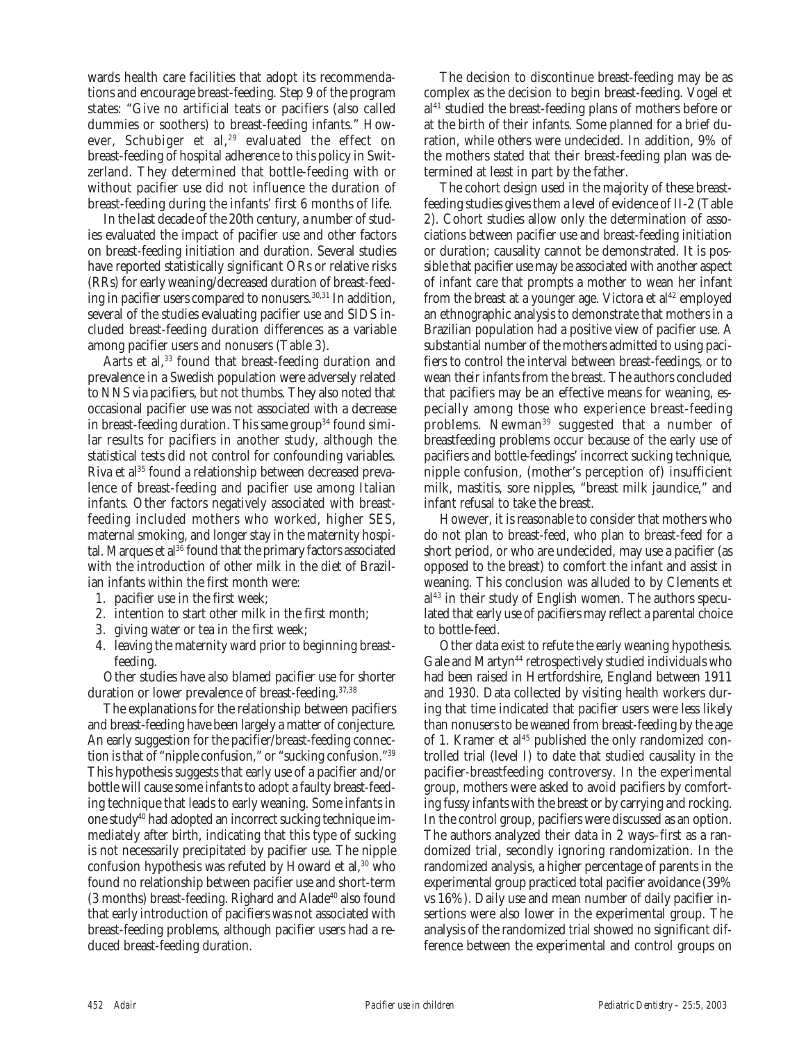wards health care facilities that adopt its recommendations and encourage breast-feeding. Step 9 of the program states: "Give no artificial teats or pacifiers (also called dummies or soothers) to breast-feeding infants." However, Schubiger et al,[29] evaluated the effect on breast-feeding of hospital adherence to this policy in Switzerland. They determined that bottle-feeding with or without pacifier use did not influence the duration of breast-feeding during the infants' first 6 months of life.

In the last decade of the 20th century, a number of studies evaluated the impact of pacifier use and other factors on breast-feeding initiation and duration. Several studies have reported statistically significant ORs or relative risks (RRs) for early weaning/decreased duration of breast-feeding in pacifier users compared to nonusers.[30,31] In addition, several of the studies evaluating pacifier use and SIDS included breast-feeding duration differences as a variable among pacifier users and nonusers (Table 3).

Aarts et al,[33] found that breast-feeding duration and prevalence in a Swedish population were adversely related to NNS via pacifiers, but not thumbs. They also noted that occasional pacifier use was not associated with a decrease in breast-feeding duration. This same group[34] found similar results for pacifiers in another study, although the statistical tests did not control for confounding variables. Riva et al[35] found a relationship between decreased prevalence of breast-feeding and pacifier use among Italian infants. Other factors negatively associated with breast-feeding included mothers who worked, higher SES, maternal smoking, and longer stay in the maternity hospital. Marques et al[36] found that the primary factors associated with the introduction of other milk in the diet of Brazilian infants within the first month were:

1. pacifier use in the first week;
2. intention to start other milk in the first month;
3. giving water or tea in the first week;
4. leaving the maternity ward prior to beginning breast-feeding.

Other studies have also blamed pacifier use for shorter duration or lower prevalence of breast-feeding.[37,38]

The explanations for the relationship between pacifiers and breast-feeding have been largely a matter of conjecture. An early suggestion for the pacifier/breast-feeding connection is that of "nipple confusion," or "sucking confusion."[39] This hypothesis suggests that early use of a pacifier and/or bottle will cause some infants to adopt a faulty breast-feeding technique that leads to early weaning. Some infants in one study[40] had adopted an incorrect sucking technique immediately after birth, indicating that this type of sucking is not necessarily precipitated by pacifier use. The nipple confusion hypothesis was refuted by Howard et al,[30] who found no relationship between pacifier use and short-term (3 months) breast-feeding. Righard and Alade[40] also found that early introduction of pacifiers was not associated with breast-feeding problems, although pacifier users had a reduced breast-feeding duration.

The decision to discontinue breast-feeding may be as complex as the decision to begin breast-feeding. Vogel et al[41] studied the breast-feeding plans of mothers before or at the birth of their infants. Some planned for a brief duration, while others were undecided. In addition, 9% of the mothers stated that their breast-feeding plan was determined at least in part by the father.

The cohort design used in the majority of these breast-feeding studies gives them a level of evidence of II-2 (Table 2). Cohort studies allow only the determination of associations between pacifier use and breast-feeding initiation or duration; causality cannot be demonstrated. It is possible that pacifier use may be associated with another aspect of infant care that prompts a mother to wean her infant from the breast at a younger age. Victora et al[42] employed an ethnographic analysis to demonstrate that mothers in a Brazilian population had a positive view of pacifier use. A substantial number of the mothers admitted to using pacifiers to control the interval between breast-feedings, or to wean their infants from the breast. The authors concluded that pacifiers may be an effective means for weaning, especially among those who experience breast-feeding problems. Newman[39] suggested that a number of breastfeeding problems occur because of the early use of pacifiers and bottle-feedings' incorrect sucking technique, nipple confusion, (mother's perception of) insufficient milk, mastitis, sore nipples, "breast milk jaundice," and infant refusal to take the breast.

However, it is reasonable to consider that mothers who do not plan to breast-feed, who plan to breast-feed for a short period, or who are undecided, may use a pacifier (as opposed to the breast) to comfort the infant and assist in weaning. This conclusion was alluded to by Clements et al[43] in their study of English women. The authors speculated that early use of pacifiers may reflect a parental choice to bottle-feed.

Other data exist to refute the early weaning hypothesis. Gale and Martyn[44] retrospectively studied individuals who had been raised in Hertfordshire, England between 1911 and 1930. Data collected by visiting health workers during that time indicated that pacifier users were less likely than nonusers to be weaned from breast-feeding by the age of 1. Kramer et al[45] published the only randomized controlled trial (level I) to date that studied causality in the pacifier-breastfeeding controversy. In the experimental group, mothers were asked to avoid pacifiers by comforting fussy infants with the breast or by carrying and rocking. In the control group, pacifiers were discussed as an option. The authors analyzed their data in 2 ways–first as a randomized trial, secondly ignoring randomization. In the randomized analysis, a higher percentage of parents in the experimental group practiced total pacifier avoidance (39% vs 16%). Daily use and mean number of daily pacifier insertions were also lower in the experimental group. The analysis of the randomized trial showed no significant difference between the experimental and control groups on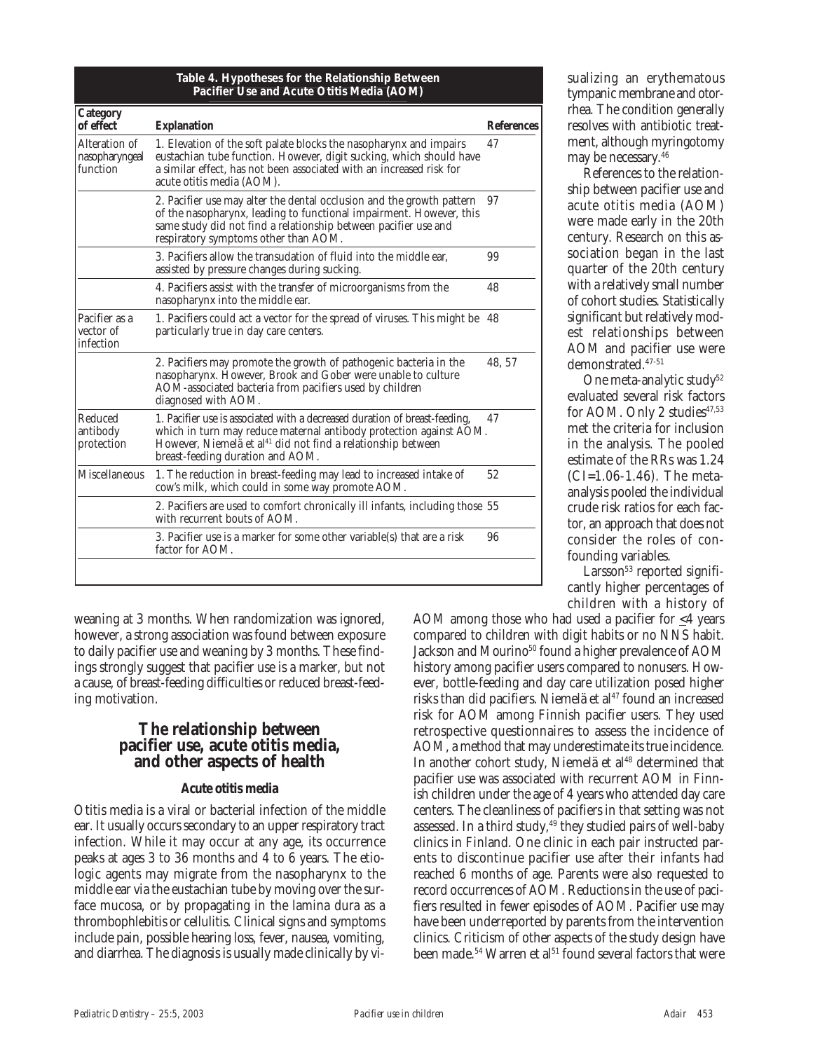**Table 4. Hypotheses for the Relationship Between Pacifier Use and Acute Otitis Media (AOM)**

| Category of effect | Explanation | References |
|---|---|---|
| Alteration of nasopharyngeal function | 1. Elevation of the soft palate blocks the nasopharynx and impairs eustachian tube function. However, digit sucking, which should have a similar effect, has not been associated with an increased risk for acute otitis media (AOM). | 47 |
| | 2. Pacifier use may alter the dental occlusion and the growth pattern of the nasopharynx, leading to functional impairment. However, this same study did not find a relationship between pacifier use and respiratory symptoms other than AOM. | 97 |
| | 3. Pacifiers allow the transudation of fluid into the middle ear, assisted by pressure changes during sucking. | 99 |
| | 4. Pacifiers assist with the transfer of microorganisms from the nasopharynx into the middle ear. | 48 |
| Pacifier as a vector of infection | 1. Pacifiers could act a vector for the spread of viruses. This might be particularly true in day care centers. | 48 |
| | 2. Pacifiers may promote the growth of pathogenic bacteria in the nasopharynx. However, Brook and Gober were unable to culture AOM-associated bacteria from pacifiers used by children diagnosed with AOM. | 48, 57 |
| Reduced antibody protection | 1. Pacifier use is associated with a decreased duration of breast-feeding, which in turn may reduce maternal antibody protection against AOM. However, Niemelä et al[41] did not find a relationship between breast-feeding duration and AOM. | 47 |
| Miscellaneous | 1. The reduction in breast-feeding may lead to increased intake of cow's milk, which could in some way promote AOM. | 52 |
| | 2. Pacifiers are used to comfort chronically ill infants, including those with recurrent bouts of AOM. | 55 |
| | 3. Pacifier use is a marker for some other variable(s) that are a risk factor for AOM. | 96 |

weaning at 3 months. When randomization was ignored, however, a strong association was found between exposure to daily pacifier use and weaning by 3 months. These findings strongly suggest that pacifier use is a marker, but not a cause, of breast-feeding difficulties or reduced breast-feeding motivation.

## The relationship between pacifier use, acute otitis media, and other aspects of health

### Acute otitis media

Otitis media is a viral or bacterial infection of the middle ear. It usually occurs secondary to an upper respiratory tract infection. While it may occur at any age, its occurrence peaks at ages 3 to 36 months and 4 to 6 years. The etiologic agents may migrate from the nasopharynx to the middle ear via the eustachian tube by moving over the surface mucosa, or by propagating in the lamina dura as a thrombophlebitis or cellulitis. Clinical signs and symptoms include pain, possible hearing loss, fever, nausea, vomiting, and diarrhea. The diagnosis is usually made clinically by visualizing an erythematous tympanic membrane and otorrhea. The condition generally resolves with antibiotic treatment, although myringotomy may be necessary.[46]

References to the relationship between pacifier use and acute otitis media (AOM) were made early in the 20th century. Research on this association began in the last quarter of the 20th century with a relatively small number of cohort studies. Statistically significant but relatively modest relationships between AOM and pacifier use were demonstrated.[47-51]

One meta-analytic study[52] evaluated several risk factors for AOM. Only 2 studies[47,53] met the criteria for inclusion in the analysis. The pooled estimate of the RRs was 1.24 (CI=1.06-1.46). The meta-analysis pooled the individual crude risk ratios for each factor, an approach that does not consider the roles of confounding variables.

Larsson[53] reported significantly higher percentages of children with a history of AOM among those who had used a pacifier for ≤4 years compared to children with digit habits or no NNS habit. Jackson and Mourino[50] found a higher prevalence of AOM history among pacifier users compared to nonusers. However, bottle-feeding and day care utilization posed higher risks than did pacifiers. Niemelä et al[47] found an increased risk for AOM among Finnish pacifier users. They used retrospective questionnaires to assess the incidence of AOM, a method that may underestimate its true incidence. In another cohort study, Niemelä et al[48] determined that pacifier use was associated with recurrent AOM in Finnish children under the age of 4 years who attended day care centers. The cleanliness of pacifiers in that setting was not assessed. In a third study,[49] they studied pairs of well-baby clinics in Finland. One clinic in each pair instructed parents to discontinue pacifier use after their infants had reached 6 months of age. Parents were also requested to record occurrences of AOM. Reductions in the use of pacifiers resulted in fewer episodes of AOM. Pacifier use may have been underreported by parents from the intervention clinics. Criticism of other aspects of the study design have been made.[54] Warren et al[51] found several factors that were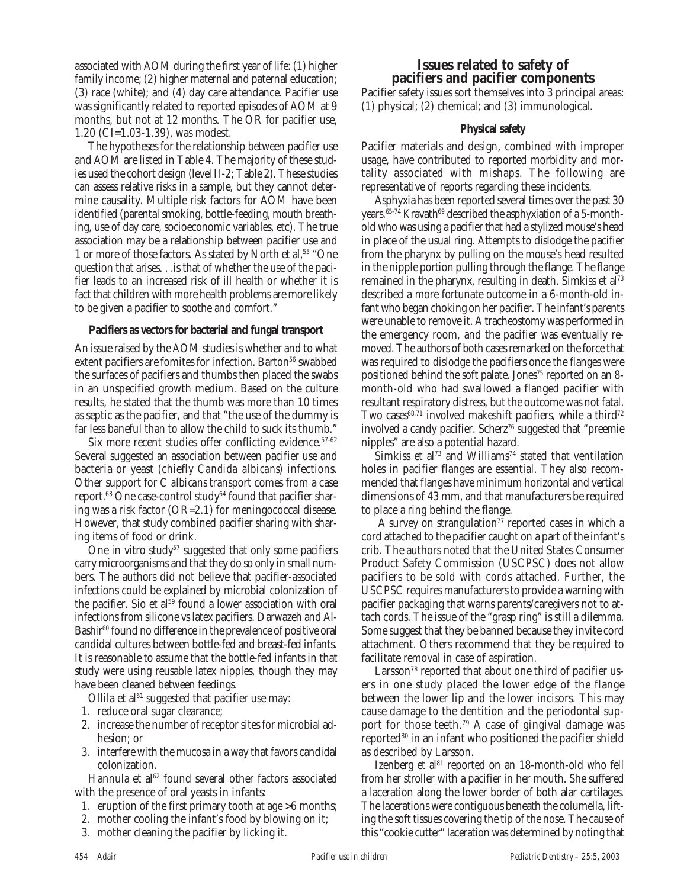associated with AOM during the first year of life: (1) higher family income; (2) higher maternal and paternal education; (3) race (white); and (4) day care attendance. Pacifier use was significantly related to reported episodes of AOM at 9 months, but not at 12 months. The OR for pacifier use, 1.20 (CI=1.03-1.39), was modest.

The hypotheses for the relationship between pacifier use and AOM are listed in Table 4. The majority of these studies used the cohort design (level II-2; Table 2). These studies can assess relative risks in a sample, but they cannot determine causality. Multiple risk factors for AOM have been identified (parental smoking, bottle-feeding, mouth breathing, use of day care, socioeconomic variables, etc). The true association may be a relationship between pacifier use and 1 or more of those factors. As stated by North et al,[55] "One question that arises. . .is that of whether the use of the pacifier leads to an increased risk of ill health or whether it is fact that children with more health problems are more likely to be given a pacifier to soothe and comfort."

#### Pacifiers as vectors for bacterial and fungal transport

An issue raised by the AOM studies is whether and to what extent pacifiers are fomites for infection. Barton[56] swabbed the surfaces of pacifiers and thumbs then placed the swabs in an unspecified growth medium. Based on the culture results, he stated that the thumb was more than 10 times as septic as the pacifier, and that "the use of the dummy is far less baneful than to allow the child to suck its thumb."

Six more recent studies offer conflicting evidence.[57-62] Several suggested an association between pacifier use and bacteria or yeast (chiefly *Candida albicans*) infections. Other support for *C albicans* transport comes from a case report.[63] One case-control study[64] found that pacifier sharing was a risk factor (OR=2.1) for meningococcal disease. However, that study combined pacifier sharing with sharing items of food or drink.

One in vitro study[57] suggested that only some pacifiers carry microorganisms and that they do so only in small numbers. The authors did not believe that pacifier-associated infections could be explained by microbial colonization of the pacifier. Sio et al[59] found a lower association with oral infections from silicone vs latex pacifiers. Darwazeh and Al-Bashir[60] found no difference in the prevalence of positive oral candidal cultures between bottle-fed and breast-fed infants. It is reasonable to assume that the bottle-fed infants in that study were using reusable latex nipples, though they may have been cleaned between feedings.

Ollila et al[61] suggested that pacifier use may:

1. reduce oral sugar clearance;
2. increase the number of receptor sites for microbial adhesion; or
3. interfere with the mucosa in a way that favors candidal colonization.

Hannula et al[62] found several other factors associated with the presence of oral yeasts in infants:

1. eruption of the first primary tooth at age >6 months;
2. mother cooling the infant's food by blowing on it;
3. mother cleaning the pacifier by licking it.

## Issues related to safety of pacifiers and pacifier components

Pacifier safety issues sort themselves into 3 principal areas: (1) physical; (2) chemical; and (3) immunological.

#### Physical safety

Pacifier materials and design, combined with improper usage, have contributed to reported morbidity and mortality associated with mishaps. The following are representative of reports regarding these incidents.

Asphyxia has been reported several times over the past 30 years.[65-74] Kravath[69] described the asphyxiation of a 5-month-old who was using a pacifier that had a stylized mouse's head in place of the usual ring. Attempts to dislodge the pacifier from the pharynx by pulling on the mouse's head resulted in the nipple portion pulling through the flange. The flange remained in the pharynx, resulting in death. Simkiss et al[73] described a more fortunate outcome in a 6-month-old infant who began choking on her pacifier. The infant's parents were unable to remove it. A tracheostomy was performed in the emergency room, and the pacifier was eventually removed. The authors of both cases remarked on the force that was required to dislodge the pacifiers once the flanges were positioned behind the soft palate. Jones[75] reported on an 8-month-old who had swallowed a flanged pacifier with resultant respiratory distress, but the outcome was not fatal. Two cases[68,71] involved makeshift pacifiers, while a third[72] involved a candy pacifier. Scherz[76] suggested that "preemie nipples" are also a potential hazard.

Simkiss et al[73] and Williams[74] stated that ventilation holes in pacifier flanges are essential. They also recommended that flanges have minimum horizontal and vertical dimensions of 43 mm, and that manufacturers be required to place a ring behind the flange.

A survey on strangulation[77] reported cases in which a cord attached to the pacifier caught on a part of the infant's crib. The authors noted that the United States Consumer Product Safety Commission (USCPSC) does not allow pacifiers to be sold with cords attached. Further, the USCPSC requires manufacturers to provide a warning with pacifier packaging that warns parents/caregivers not to attach cords. The issue of the "grasp ring" is still a dilemma. Some suggest that they be banned because they invite cord attachment. Others recommend that they be required to facilitate removal in case of aspiration.

Larsson[78] reported that about one third of pacifier users in one study placed the lower edge of the flange between the lower lip and the lower incisors. This may cause damage to the dentition and the periodontal support for those teeth.[79] A case of gingival damage was reported[80] in an infant who positioned the pacifier shield as described by Larsson.

Izenberg et al[81] reported on an 18-month-old who fell from her stroller with a pacifier in her mouth. She suffered a laceration along the lower border of both alar cartilages. The lacerations were contiguous beneath the columella, lifting the soft tissues covering the tip of the nose. The cause of this "cookie cutter" laceration was determined by noting that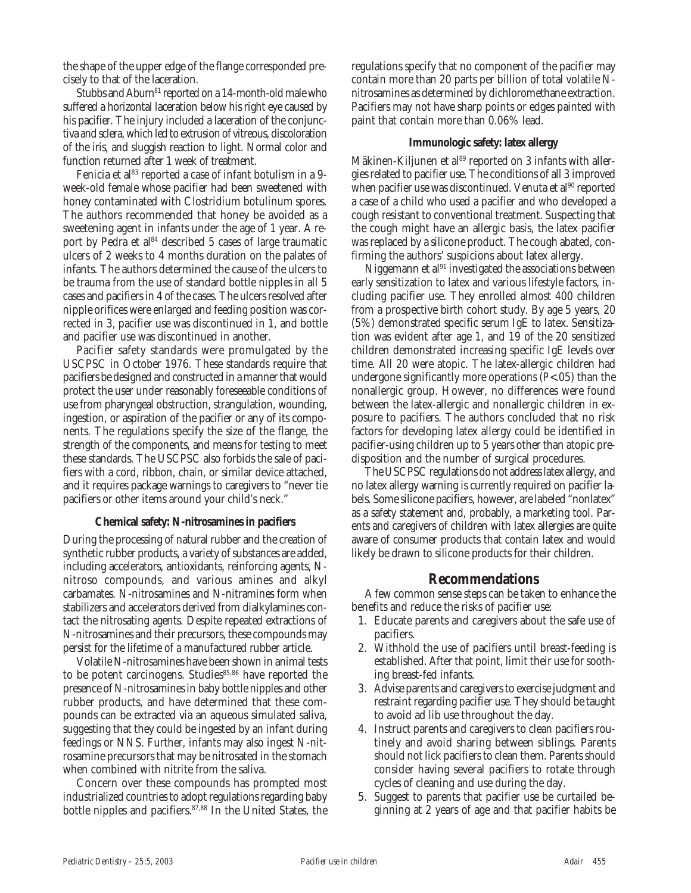the shape of the upper edge of the flange corresponded precisely to that of the laceration.

Stubbs and Aburn[81] reported on a 14-month-old male who suffered a horizontal laceration below his right eye caused by his pacifier. The injury included a laceration of the conjunctiva and sclera, which led to extrusion of vitreous, discoloration of the iris, and sluggish reaction to light. Normal color and function returned after 1 week of treatment.

Fenicia et al[83] reported a case of infant botulism in a 9-week-old female whose pacifier had been sweetened with honey contaminated with *Clostridium botulinum* spores. The authors recommended that honey be avoided as a sweetening agent in infants under the age of 1 year. A report by Pedra et al[84] described 5 cases of large traumatic ulcers of 2 weeks to 4 months duration on the palates of infants. The authors determined the cause of the ulcers to be trauma from the use of standard bottle nipples in all 5 cases and pacifiers in 4 of the cases. The ulcers resolved after nipple orifices were enlarged and feeding position was corrected in 3, pacifier use was discontinued in 1, and bottle and pacifier use was discontinued in another.

Pacifier safety standards were promulgated by the USCPSC in October 1976. These standards require that pacifiers be designed and constructed in a manner that would protect the user under reasonably foreseeable conditions of use from pharyngeal obstruction, strangulation, wounding, ingestion, or aspiration of the pacifier or any of its components. The regulations specify the size of the flange, the strength of the components, and means for testing to meet these standards. The USCPSC also forbids the sale of pacifiers with a cord, ribbon, chain, or similar device attached, and it requires package warnings to caregivers to "never tie pacifiers or other items around your child's neck."

### Chemical safety: N-nitrosamines in pacifiers

During the processing of natural rubber and the creation of synthetic rubber products, a variety of substances are added, including accelerators, antioxidants, reinforcing agents, N-nitroso compounds, and various amines and alkyl carbamates. N-nitrosamines and N-nitramines form when stabilizers and accelerators derived from dialkylamines contact the nitrosating agents. Despite repeated extractions of N-nitrosamines and their precursors, these compounds may persist for the lifetime of a manufactured rubber article.

Volatile N-nitrosamines have been shown in animal tests to be potent carcinogens. Studies[85,86] have reported the presence of N-nitrosamines in baby bottle nipples and other rubber products, and have determined that these compounds can be extracted via an aqueous simulated saliva, suggesting that they could be ingested by an infant during feedings or NNS. Further, infants may also ingest N-nitrosamine precursors that may be nitrosated in the stomach when combined with nitrite from the saliva.

Concern over these compounds has prompted most industrialized countries to adopt regulations regarding baby bottle nipples and pacifiers.[87,88] In the United States, the regulations specify that no component of the pacifier may contain more than 20 parts per billion of total volatile N-nitrosamines as determined by dichloromethane extraction. Pacifiers may not have sharp points or edges painted with paint that contain more than 0.06% lead.

### Immunologic safety: latex allergy

Mäkinen-Kiljunen et al[89] reported on 3 infants with allergies related to pacifier use. The conditions of all 3 improved when pacifier use was discontinued. Venuta et al[90] reported a case of a child who used a pacifier and who developed a cough resistant to conventional treatment. Suspecting that the cough might have an allergic basis, the latex pacifier was replaced by a silicone product. The cough abated, confirming the authors' suspicions about latex allergy.

Niggemann et al[91] investigated the associations between early sensitization to latex and various lifestyle factors, including pacifier use. They enrolled almost 400 children from a prospective birth cohort study. By age 5 years, 20 (5%) demonstrated specific serum IgE to latex. Sensitization was evident after age 1, and 19 of the 20 sensitized children demonstrated increasing specific IgE levels over time. All 20 were atopic. The latex-allergic children had undergone significantly more operations ($P<.05$) than the nonallergic group. However, no differences were found between the latex-allergic and nonallergic children in exposure to pacifiers. The authors concluded that no risk factors for developing latex allergy could be identified in pacifier-using children up to 5 years other than atopic predisposition and the number of surgical procedures.

The USCPSC regulations do not address latex allergy, and no latex allergy warning is currently required on pacifier labels. Some silicone pacifiers, however, are labeled "nonlatex" as a safety statement and, probably, a marketing tool. Parents and caregivers of children with latex allergies are quite aware of consumer products that contain latex and would likely be drawn to silicone products for their children.

## Recommendations

A few common sense steps can be taken to enhance the benefits and reduce the risks of pacifier use:

1. Educate parents and caregivers about the safe use of pacifiers.
2. Withhold the use of pacifiers until breast-feeding is established. After that point, limit their use for soothing breast-fed infants.
3. Advise parents and caregivers to exercise judgment and restraint regarding pacifier use. They should be taught to avoid ad lib use throughout the day.
4. Instruct parents and caregivers to clean pacifiers routinely and avoid sharing between siblings. Parents should not lick pacifiers to clean them. Parents should consider having several pacifiers to rotate through cycles of cleaning and use during the day.
5. Suggest to parents that pacifier use be curtailed beginning at 2 years of age and that pacifier habits be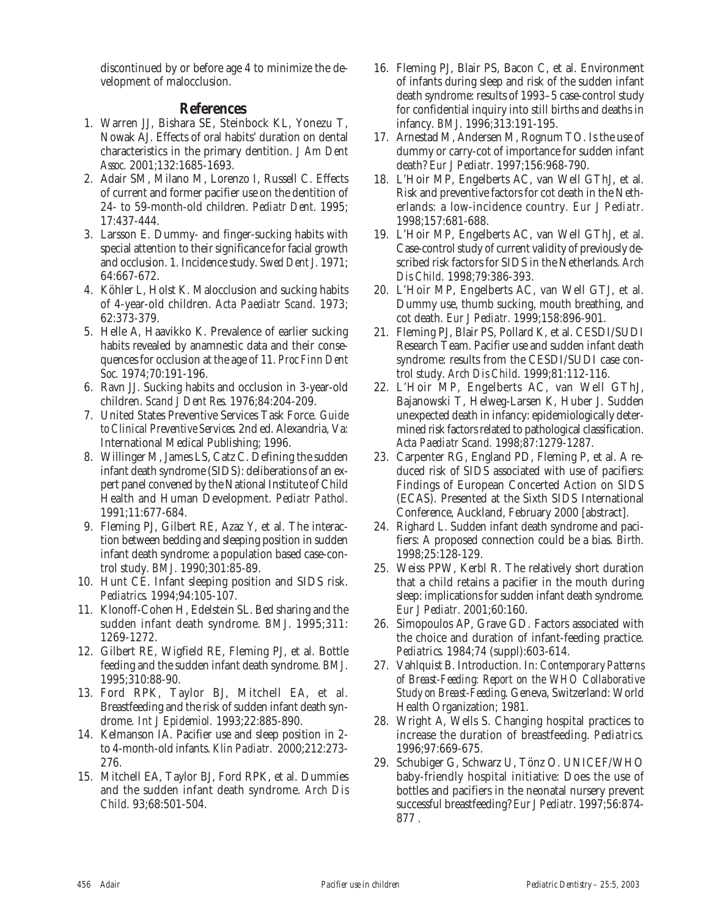discontinued by or before age 4 to minimize the development of malocclusion.

## References

1. Warren JJ, Bishara SE, Steinbock KL, Yonezu T, Nowak AJ. Effects of oral habits' duration on dental characteristics in the primary dentition. *J Am Dent Assoc.* 2001;132:1685-1693.
2. Adair SM, Milano M, Lorenzo I, Russell C. Effects of current and former pacifier use on the dentition of 24- to 59-month-old children. *Pediatr Dent.* 1995; 17:437-444.
3. Larsson E. Dummy- and finger-sucking habits with special attention to their significance for facial growth and occlusion. 1. Incidence study. *Swed Dent J.* 1971; 64:667-672.
4. Köhler L, Holst K. Malocclusion and sucking habits of 4-year-old children. *Acta Paediatr Scand.* 1973; 62:373-379.
5. Helle A, Haavikko K. Prevalence of earlier sucking habits revealed by anamnestic data and their consequences for occlusion at the age of 11. *Proc Finn Dent Soc.* 1974;70:191-196.
6. Ravn JJ. Sucking habits and occlusion in 3-year-old children. *Scand J Dent Res.* 1976;84:204-209.
7. United States Preventive Services Task Force. *Guide to Clinical Preventive Services.* 2nd ed. Alexandria, Va: International Medical Publishing; 1996.
8. Willinger M, James LS, Catz C. Defining the sudden infant death syndrome (SIDS): deliberations of an expert panel convened by the National Institute of Child Health and Human Development. *Pediatr Pathol.* 1991;11:677-684.
9. Fleming PJ, Gilbert RE, Azaz Y, et al. The interaction between bedding and sleeping position in sudden infant death syndrome: a population based case-control study. *BMJ.* 1990;301:85-89.
10. Hunt CE. Infant sleeping position and SIDS risk. *Pediatrics.* 1994;94:105-107.
11. Klonoff-Cohen H, Edelstein SL. Bed sharing and the sudden infant death syndrome. *BMJ.* 1995;311: 1269-1272.
12. Gilbert RE, Wigfield RE, Fleming PJ, et al. Bottle feeding and the sudden infant death syndrome. *BMJ.* 1995;310:88-90.
13. Ford RPK, Taylor BJ, Mitchell EA, et al. Breastfeeding and the risk of sudden infant death syndrome. *Int J Epidemiol.* 1993;22:885-890.
14. Kelmanson IA. Pacifier use and sleep position in 2- to 4-month-old infants. *Klin Padiatr.* 2000;212:273-276.
15. Mitchell EA, Taylor BJ, Ford RPK, et al. Dummies and the sudden infant death syndrome. *Arch Dis Child.* 93;68:501-504.
16. Fleming PJ, Blair PS, Bacon C, et al. Environment of infants during sleep and risk of the sudden infant death syndrome: results of 1993–5 case-control study for confidential inquiry into still births and deaths in infancy. *BMJ.* 1996;313:191-195.
17. Arnestad M, Andersen M, Rognum TO. Is the use of dummy or carry-cot of importance for sudden infant death? *Eur J Pediatr.* 1997;156:968-790.
18. L'Hoir MP, Engelberts AC, van Well GThJ, et al. Risk and preventive factors for cot death in the Netherlands: a low-incidence country. *Eur J Pediatr.* 1998;157:681-688.
19. L'Hoir MP, Engelberts AC, van Well GThJ, et al. Case-control study of current validity of previously described risk factors for SIDS in the Netherlands. *Arch Dis Child.* 1998;79:386-393.
20. L'Hoir MP, Engelberts AC, van Well GTJ, et al. Dummy use, thumb sucking, mouth breathing, and cot death. *Eur J Pediatr.* 1999;158:896-901.
21. Fleming PJ, Blair PS, Pollard K, et al. CESDI/SUDI Research Team. Pacifier use and sudden infant death syndrome: results from the CESDI/SUDI case control study. *Arch Dis Child.* 1999;81:112-116.
22. L'Hoir MP, Engelberts AC, van Well GThJ, Bajanowski T, Helweg-Larsen K, Huber J. Sudden unexpected death in infancy: epidemiologically determined risk factors related to pathological classification. *Acta Paediatr Scand.* 1998;87:1279-1287.
23. Carpenter RG, England PD, Fleming P, et al. A reduced risk of SIDS associated with use of pacifiers: Findings of European Concerted Action on SIDS (ECAS). Presented at the Sixth SIDS International Conference, Auckland, February 2000 [abstract].
24. Righard L. Sudden infant death syndrome and pacifiers: A proposed connection could be a bias. *Birth.* 1998;25:128-129.
25. Weiss PPW, Kerbl R. The relatively short duration that a child retains a pacifier in the mouth during sleep: implications for sudden infant death syndrome. *Eur J Pediatr.* 2001;60:160.
26. Simopoulos AP, Grave GD. Factors associated with the choice and duration of infant-feeding practice. *Pediatrics.* 1984;74 (suppl):603-614.
27. Vahlquist B. Introduction. In: *Contemporary Patterns of Breast-Feeding: Report on the WHO Collaborative Study on Breast-Feeding.* Geneva, Switzerland: World Health Organization; 1981.
28. Wright A, Wells S. Changing hospital practices to increase the duration of breastfeeding. *Pediatrics.* 1996;97:669-675.
29. Schubiger G, Schwarz U, Tönz O. UNICEF/WHO baby-friendly hospital initiative: Does the use of bottles and pacifiers in the neonatal nursery prevent successful breastfeeding? *Eur J Pediatr.* 1997;56:874-877 .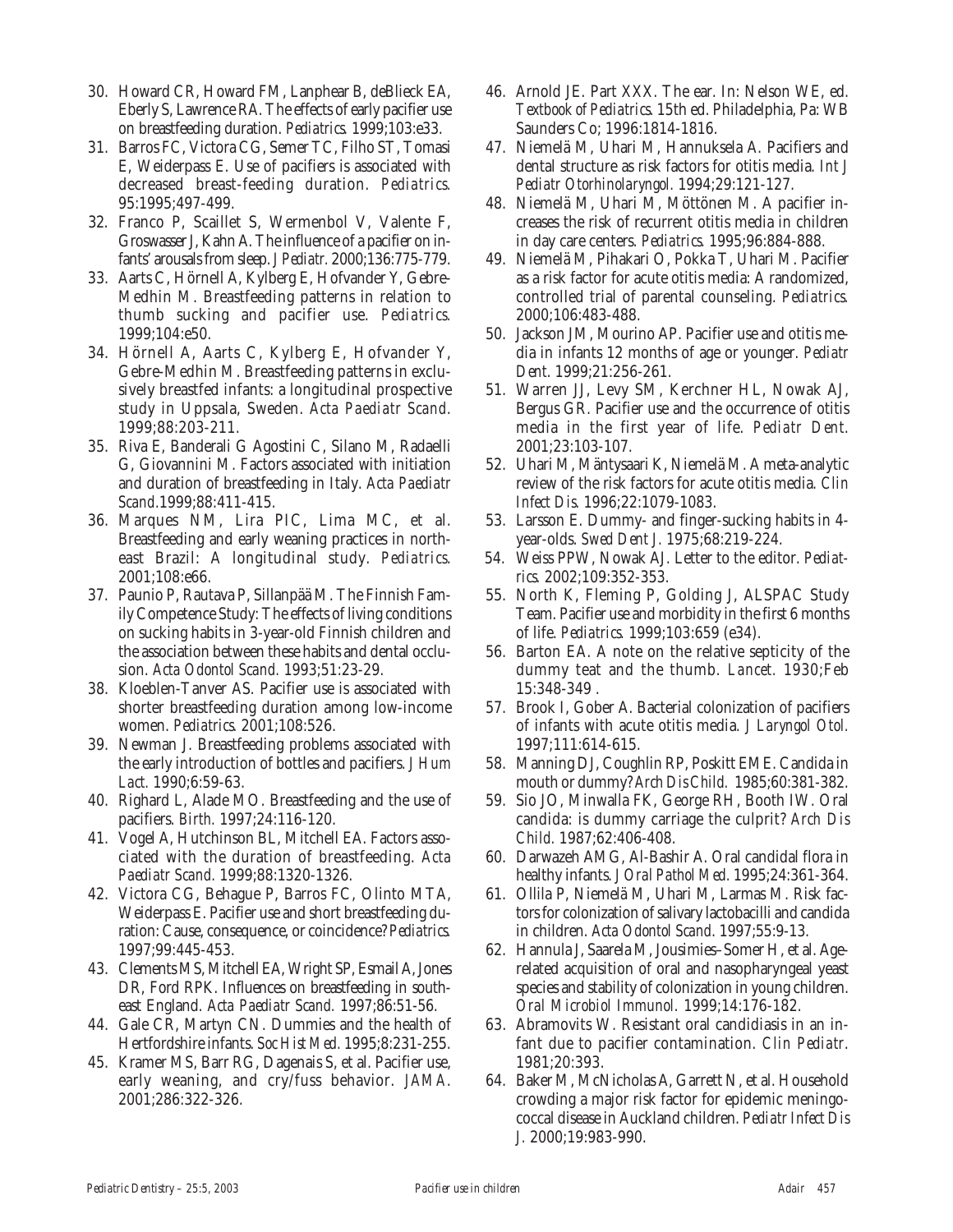30. Howard CR, Howard FM, Lanphear B, deBlieck EA, Eberly S, Lawrence RA. The effects of early pacifier use on breastfeeding duration. *Pediatrics.* 1999;103:e33.
31. Barros FC, Victora CG, Semer TC, Filho ST, Tomasi E, Weiderpass E. Use of pacifiers is associated with decreased breast-feeding duration. *Pediatrics.* 95:1995;497-499.
32. Franco P, Scaillet S, Wermenbol V, Valente F, Groswasser J, Kahn A. The influence of a pacifier on infants' arousals from sleep. *J Pediatr.* 2000;136:775-779.
33. Aarts C, Hörnell A, Kylberg E, Hofvander Y, Gebre-Medhin M. Breastfeeding patterns in relation to thumb sucking and pacifier use. *Pediatrics.* 1999;104:e50.
34. Hörnell A, Aarts C, Kylberg E, Hofvander Y, Gebre-Medhin M. Breastfeeding patterns in exclusively breastfed infants: a longitudinal prospective study in Uppsala, Sweden. *Acta Paediatr Scand.* 1999;88:203-211.
35. Riva E, Banderali G Agostini C, Silano M, Radaelli G, Giovannini M. Factors associated with initiation and duration of breastfeeding in Italy. *Acta Paediatr Scand.*1999;88:411-415.
36. Marques NM, Lira PIC, Lima MC, et al. Breastfeeding and early weaning practices in northeast Brazil: A longitudinal study. *Pediatrics.* 2001;108:e66.
37. Paunio P, Rautava P, Sillanpää M. The Finnish Family Competence Study: The effects of living conditions on sucking habits in 3-year-old Finnish children and the association between these habits and dental occlusion. *Acta Odontol Scand.* 1993;51:23-29.
38. Kloeblen-Tanver AS. Pacifier use is associated with shorter breastfeeding duration among low-income women. *Pediatrics.* 2001;108:526.
39. Newman J. Breastfeeding problems associated with the early introduction of bottles and pacifiers. *J Hum Lact.* 1990;6:59-63.
40. Righard L, Alade MO. Breastfeeding and the use of pacifiers. *Birth.* 1997;24:116-120.
41. Vogel A, Hutchinson BL, Mitchell EA. Factors associated with the duration of breastfeeding. *Acta Paediatr Scand.* 1999;88:1320-1326.
42. Victora CG, Behague P, Barros FC, Olinto MTA, Weiderpass E. Pacifier use and short breastfeeding duration: Cause, consequence, or coincidence? *Pediatrics.* 1997;99:445-453.
43. Clements MS, Mitchell EA, Wright SP, Esmail A, Jones DR, Ford RPK. Influences on breastfeeding in southeast England. *Acta Paediatr Scand.* 1997;86:51-56.
44. Gale CR, Martyn CN. Dummies and the health of Hertfordshire infants. *Soc Hist Med.* 1995;8:231-255.
45. Kramer MS, Barr RG, Dagenais S, et al. Pacifier use, early weaning, and cry/fuss behavior. *JAMA.* 2001;286:322-326.
46. Arnold JE. Part XXX. The ear. In: Nelson WE, ed. *Textbook of Pediatrics.* 15th ed. Philadelphia, Pa: WB Saunders Co; 1996:1814-1816.
47. Niemelä M, Uhari M, Hannuksela A. Pacifiers and dental structure as risk factors for otitis media. *Int J Pediatr Otorhinolaryngol.* 1994;29:121-127.
48. Niemelä M, Uhari M, Möttönen M. A pacifier increases the risk of recurrent otitis media in children in day care centers. *Pediatrics.* 1995;96:884-888.
49. Niemelä M, Pihakari O, Pokka T, Uhari M. Pacifier as a risk factor for acute otitis media: A randomized, controlled trial of parental counseling. *Pediatrics.* 2000;106:483-488.
50. Jackson JM, Mourino AP. Pacifier use and otitis media in infants 12 months of age or younger. *Pediatr Dent.* 1999;21:256-261.
51. Warren JJ, Levy SM, Kerchner HL, Nowak AJ, Bergus GR. Pacifier use and the occurrence of otitis media in the first year of life. *Pediatr Dent.* 2001;23:103-107.
52. Uhari M, Mäntysaari K, Niemelä M. A meta-analytic review of the risk factors for acute otitis media. *Clin Infect Dis.* 1996;22:1079-1083.
53. Larsson E. Dummy- and finger-sucking habits in 4-year-olds. *Swed Dent J.* 1975;68:219-224.
54. Weiss PPW, Nowak AJ. Letter to the editor. *Pediatrics.* 2002;109:352-353.
55. North K, Fleming P, Golding J, ALSPAC Study Team. Pacifier use and morbidity in the first 6 months of life. *Pediatrics.* 1999;103:659 (e34).
56. Barton EA. A note on the relative septicity of the dummy teat and the thumb. *Lancet.* 1930;Feb 15:348-349 .
57. Brook I, Gober A. Bacterial colonization of pacifiers of infants with acute otitis media. *J Laryngol Otol.* 1997;111:614-615.
58. Manning DJ, Coughlin RP, Poskitt EME. Candida in mouth or dummy? *Arch Dis Child.* 1985;60:381-382.
59. Sio JO, Minwalla FK, George RH, Booth IW. Oral candida: is dummy carriage the culprit? *Arch Dis Child.* 1987;62:406-408.
60. Darwazeh AMG, Al-Bashir A. Oral candidal flora in healthy infants. *J Oral Pathol Med.* 1995;24:361-364.
61. Ollila P, Niemelä M, Uhari M, Larmas M. Risk factors for colonization of salivary lactobacilli and candida in children. *Acta Odontol Scand.* 1997;55:9-13.
62. Hannula J, Saarela M, Jousimies–Somer H, et al. Age-related acquisition of oral and nasopharyngeal yeast species and stability of colonization in young children. *Oral Microbiol Immunol.* 1999;14:176-182.
63. Abramovits W. Resistant oral candidiasis in an infant due to pacifier contamination. *Clin Pediatr.* 1981;20:393.
64. Baker M, McNicholas A, Garrett N, et al. Household crowding a major risk factor for epidemic meningococcal disease in Auckland children. *Pediatr Infect Dis J.* 2000;19:983-990.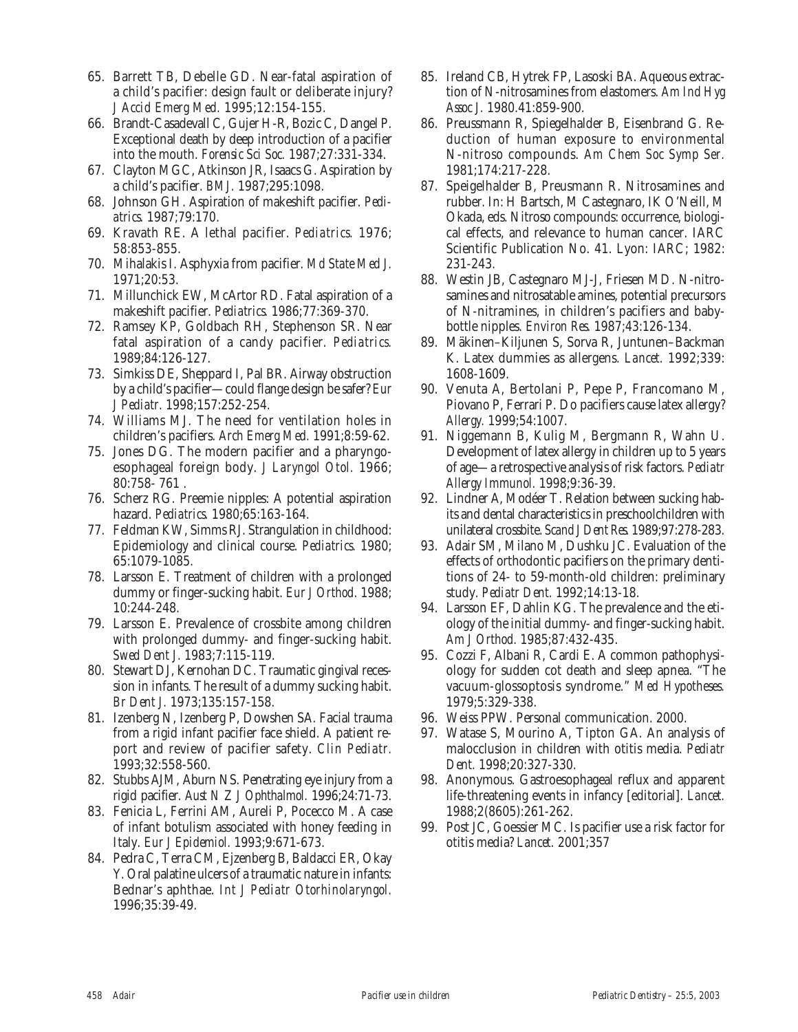65. Barrett TB, Debelle GD. Near-fatal aspiration of a child's pacifier: design fault or deliberate injury? *J Accid Emerg Med.* 1995;12:154-155.
66. Brandt-Casadevall C, Gujer H-R, Bozic C, Dangel P. Exceptional death by deep introduction of a pacifier into the mouth. *Forensic Sci Soc.* 1987;27:331-334.
67. Clayton MGC, Atkinson JR, Isaacs G. Aspiration by a child's pacifier. *BMJ.* 1987;295:1098.
68. Johnson GH. Aspiration of makeshift pacifier. *Pediatrics.* 1987;79:170.
69. Kravath RE. A lethal pacifier. *Pediatrics.* 1976; 58:853-855.
70. Mihalakis I. Asphyxia from pacifier. *Md State Med J.* 1971;20:53.
71. Millunchick EW, McArtor RD. Fatal aspiration of a makeshift pacifier. *Pediatrics.* 1986;77:369-370.
72. Ramsey KP, Goldbach RH, Stephenson SR. Near fatal aspiration of a candy pacifier. *Pediatrics.* 1989;84:126-127.
73. Simkiss DE, Sheppard I, Pal BR. Airway obstruction by a child's pacifier—could flange design be safer? *Eur J Pediatr.* 1998;157:252-254.
74. Williams MJ. The need for ventilation holes in children's pacifiers. *Arch Emerg Med.* 1991;8:59-62.
75. Jones DG. The modern pacifier and a pharyngoesophageal foreign body. *J Laryngol Otol.* 1966; 80:758- 761 .
76. Scherz RG. Preemie nipples: A potential aspiration hazard. *Pediatrics.* 1980;65:163-164.
77. Feldman KW, Simms RJ. Strangulation in childhood: Epidemiology and clinical course. *Pediatrics.* 1980; 65:1079-1085.
78. Larsson E. Treatment of children with a prolonged dummy or finger-sucking habit. *Eur J Orthod.* 1988; 10:244-248.
79. Larsson E. Prevalence of crossbite among children with prolonged dummy- and finger-sucking habit. *Swed Dent J.* 1983;7:115-119.
80. Stewart DJ, Kernohan DC. Traumatic gingival recession in infants. The result of a dummy sucking habit. *Br Dent J.* 1973;135:157-158.
81. Izenberg N, Izenberg P, Dowshen SA. Facial trauma from a rigid infant pacifier face shield. A patient report and review of pacifier safety. *Clin Pediatr.* 1993;32:558-560.
82. Stubbs AJM, Aburn NS. Penetrating eye injury from a rigid pacifier. *Aust N Z J Ophthalmol.* 1996;24:71-73.
83. Fenicia L, Ferrini AM, Aureli P, Pocecco M. A case of infant botulism associated with honey feeding in Italy. *Eur J Epidemiol.* 1993;9:671-673.
84. Pedra C, Terra CM, Ejzenberg B, Baldacci ER, Okay Y. Oral palatine ulcers of a traumatic nature in infants: Bednar's aphthae. *Int J Pediatr Otorhinolaryngol.* 1996;35:39-49.
85. Ireland CB, Hytrek FP, Lasoski BA. Aqueous extraction of N-nitrosamines from elastomers. *Am Ind Hyg Assoc J.* 1980.41:859-900.
86. Preussmann R, Spiegelhalder B, Eisenbrand G. Reduction of human exposure to environmental N-nitroso compounds. *Am Chem Soc Symp Ser.* 1981;174:217-228.
87. Speigelhalder B, Preusmann R. Nitrosamines and rubber. In: H Bartsch, M Castegnaro, IK O'Neill, M Okada, eds. Nitroso compounds: occurrence, biological effects, and relevance to human cancer. IARC Scientific Publication No. 41. Lyon: IARC; 1982: 231-243.
88. Westin JB, Castegnaro MJ-J, Friesen MD. N-nitrosamines and nitrosatable amines, potential precursors of N-nitramines, in children's pacifiers and baby-bottle nipples. *Environ Res.* 1987;43:126-134.
89. Mäkinen–Kiljunen S, Sorva R, Juntunen–Backman K. Latex dummies as allergens. *Lancet.* 1992;339: 1608-1609.
90. Venuta A, Bertolani P, Pepe P, Francomano M, Piovano P, Ferrari P. Do pacifiers cause latex allergy? *Allergy.* 1999;54:1007.
91. Niggemann B, Kulig M, Bergmann R, Wahn U. Development of latex allergy in children up to 5 years of age—a retrospective analysis of risk factors. *Pediatr Allergy Immunol.* 1998;9:36-39.
92. Lindner A, Modéer T. Relation between sucking habits and dental characteristics in preschoolchildren with unilateral crossbite. *Scand J Dent Res.* 1989;97:278-283.
93. Adair SM, Milano M, Dushku JC. Evaluation of the effects of orthodontic pacifiers on the primary dentitions of 24- to 59-month-old children: preliminary study. *Pediatr Dent.* 1992;14:13-18.
94. Larsson EF, Dahlin KG. The prevalence and the etiology of the initial dummy- and finger-sucking habit. *Am J Orthod.* 1985;87:432-435.
95. Cozzi F, Albani R, Cardi E. A common pathophysiology for sudden cot death and sleep apnea. "The vacuum-glossoptosis syndrome." *Med Hypotheses.* 1979;5:329-338.
96. Weiss PPW. Personal communication. 2000.
97. Watase S, Mourino A, Tipton GA. An analysis of malocclusion in children with otitis media. *Pediatr Dent.* 1998;20:327-330.
98. Anonymous. Gastroesophageal reflux and apparent life-threatening events in infancy [editorial]. *Lancet.* 1988;2(8605):261-262.
99. Post JC, Goessier MC. Is pacifier use a risk factor for otitis media? *Lancet.* 2001;357